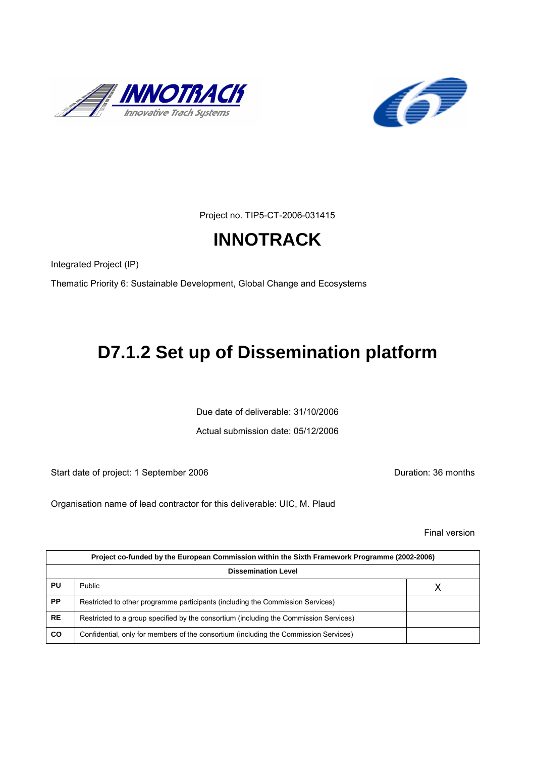Project no. TIP5-CT-2006-031415

# INNOTRACK

Integrated Project (IP)

Thematic Priority 6: Sustainable Development, Global Change and Ecosystems

# D7.1.2 Set up of Dissemination platform

Due date of deliverable: 31/10/2006

Actual submission date: 05/12/2006

Start date of project: 1 September 2006

Duration: 36 months

Organisation name of lead contractor for this deliverable: UIC, M. Plaud

Final version

| Project co-funded by the European Commission within the Sixth Framework Programme (2002-2006) | | |
|---|---|---|
| **Dissemination Level** | | |
| **PU** | Public | X |
| **PP** | Restricted to other programme participants (including the Commission Services) | |
| **RE** | Restricted to a group specified by the consortium (including the Commission Services) | |
| **CO** | Confidential, only for members of the consortium (including the Commission Services) | |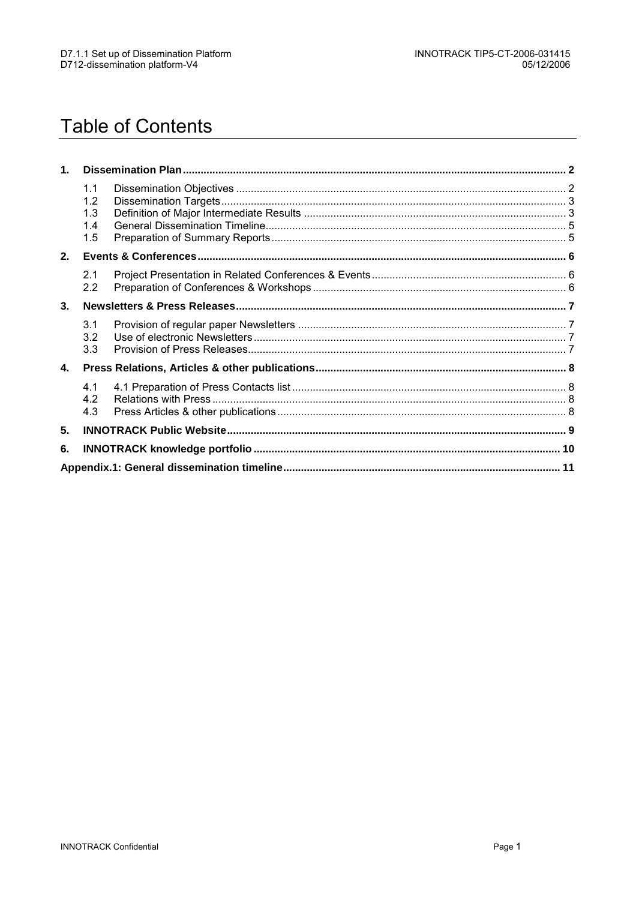# Table of Contents

1. **Dissemination Plan** ... 2
   - 1.1 Dissemination Objectives ... 2
   - 1.2 Dissemination Targets ... 3
   - 1.3 Definition of Major Intermediate Results ... 3
   - 1.4 General Dissemination Timeline ... 5
   - 1.5 Preparation of Summary Reports ... 5
2. **Events & Conferences** ... 6
   - 2.1 Project Presentation in Related Conferences & Events ... 6
   - 2.2 Preparation of Conferences & Workshops ... 6
3. **Newsletters & Press Releases** ... 7
   - 3.1 Provision of regular paper Newsletters ... 7
   - 3.2 Use of electronic Newsletters ... 7
   - 3.3 Provision of Press Releases ... 7
4. **Press Relations, Articles & other publications** ... 8
   - 4.1 4.1 Preparation of Press Contacts list ... 8
   - 4.2 Relations with Press ... 8
   - 4.3 Press Articles & other publications ... 8
5. **INNOTRACK Public Website** ... 9
6. **INNOTRACK knowledge portfolio** ... 10

**Appendix.1: General dissemination timeline** ... 11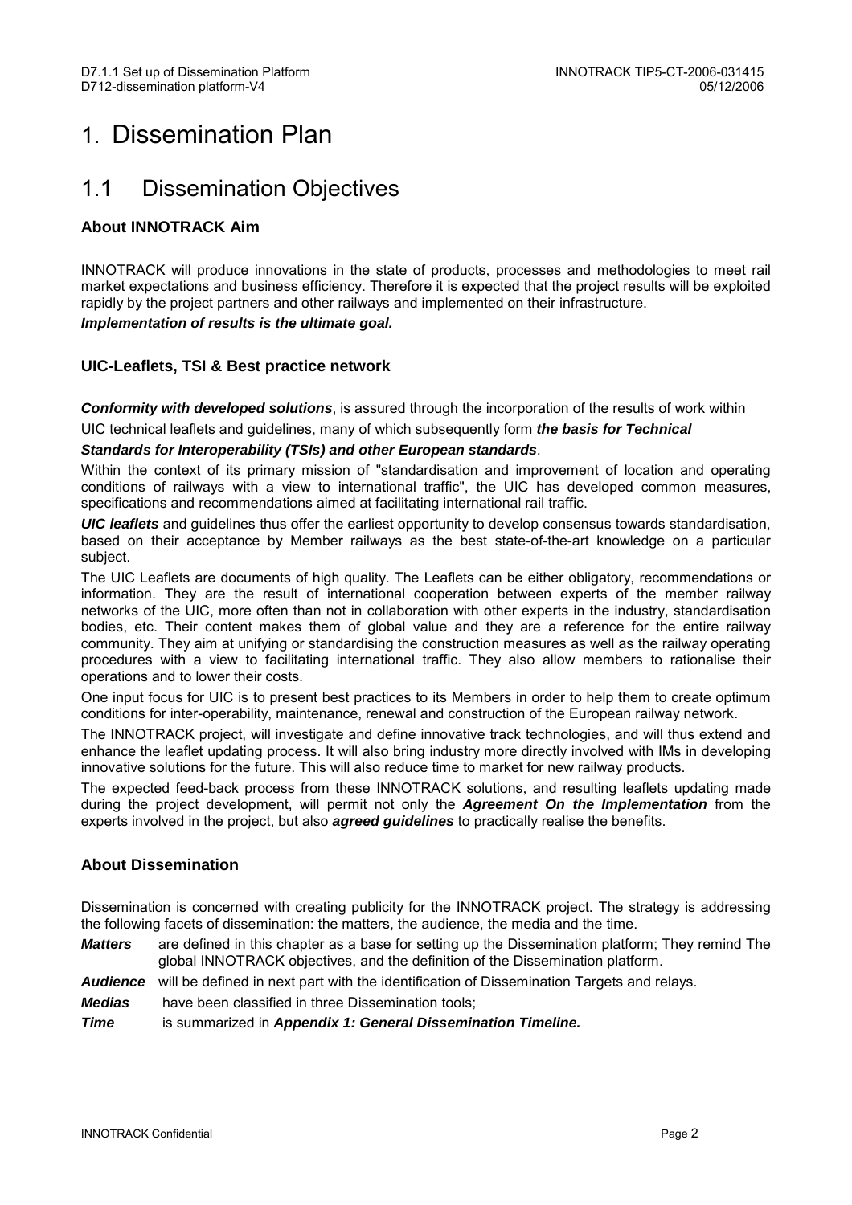# 1. Dissemination Plan

## 1.1 Dissemination Objectives

### About INNOTRACK Aim

INNOTRACK will produce innovations in the state of products, processes and methodologies to meet rail market expectations and business efficiency. Therefore it is expected that the project results will be exploited rapidly by the project partners and other railways and implemented on their infrastructure.

***Implementation of results is the ultimate goal.***

### UIC-Leaflets, TSI & Best practice network

***Conformity with developed solutions***, is assured through the incorporation of the results of work within UIC technical leaflets and guidelines, many of which subsequently form ***the basis for Technical Standards for Interoperability (TSIs) and other European standards***.

Within the context of its primary mission of "standardisation and improvement of location and operating conditions of railways with a view to international traffic", the UIC has developed common measures, specifications and recommendations aimed at facilitating international rail traffic.

***UIC leaflets*** and guidelines thus offer the earliest opportunity to develop consensus towards standardisation, based on their acceptance by Member railways as the best state-of-the-art knowledge on a particular subject.

The UIC Leaflets are documents of high quality. The Leaflets can be either obligatory, recommendations or information. They are the result of international cooperation between experts of the member railway networks of the UIC, more often than not in collaboration with other experts in the industry, standardisation bodies, etc. Their content makes them of global value and they are a reference for the entire railway community. They aim at unifying or standardising the construction measures as well as the railway operating procedures with a view to facilitating international traffic. They also allow members to rationalise their operations and to lower their costs.

One input focus for UIC is to present best practices to its Members in order to help them to create optimum conditions for inter-operability, maintenance, renewal and construction of the European railway network.

The INNOTRACK project, will investigate and define innovative track technologies, and will thus extend and enhance the leaflet updating process. It will also bring industry more directly involved with IMs in developing innovative solutions for the future. This will also reduce time to market for new railway products.

The expected feed-back process from these INNOTRACK solutions, and resulting leaflets updating made during the project development, will permit not only the ***Agreement On the Implementation*** from the experts involved in the project, but also ***agreed guidelines*** to practically realise the benefits.

### About Dissemination

Dissemination is concerned with creating publicity for the INNOTRACK project. The strategy is addressing the following facets of dissemination: the matters, the audience, the media and the time.

***Matters*** are defined in this chapter as a base for setting up the Dissemination platform; They remind The global INNOTRACK objectives, and the definition of the Dissemination platform.

***Audience*** will be defined in next part with the identification of Dissemination Targets and relays.

***Medias*** have been classified in three Dissemination tools;

***Time*** is summarized in ***Appendix 1: General Dissemination Timeline.***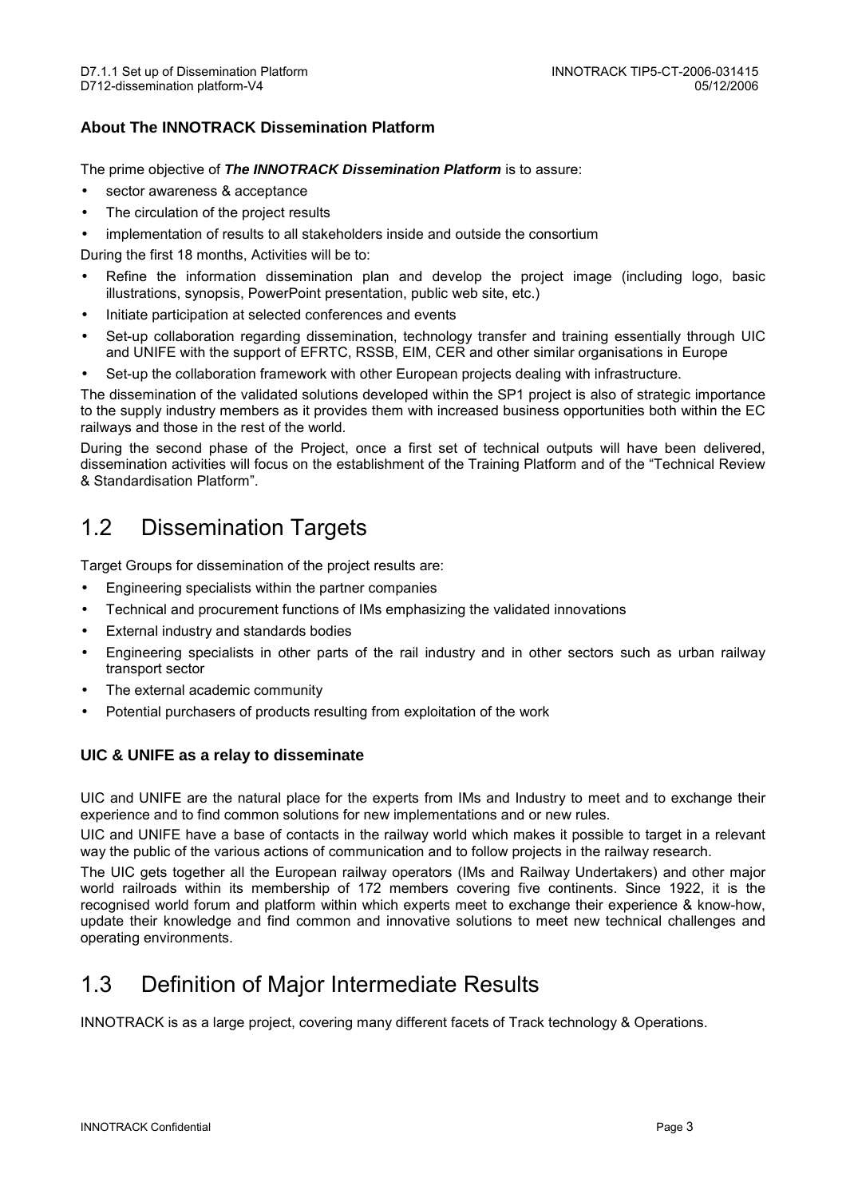### About The INNOTRACK Dissemination Platform

The prime objective of ***The INNOTRACK Dissemination Platform*** is to assure:

- sector awareness & acceptance
- The circulation of the project results
- implementation of results to all stakeholders inside and outside the consortium

During the first 18 months, Activities will be to:

- Refine the information dissemination plan and develop the project image (including logo, basic illustrations, synopsis, PowerPoint presentation, public web site, etc.)
- Initiate participation at selected conferences and events
- Set-up collaboration regarding dissemination, technology transfer and training essentially through UIC and UNIFE with the support of EFRTC, RSSB, EIM, CER and other similar organisations in Europe
- Set-up the collaboration framework with other European projects dealing with infrastructure.

The dissemination of the validated solutions developed within the SP1 project is also of strategic importance to the supply industry members as it provides them with increased business opportunities both within the EC railways and those in the rest of the world.

During the second phase of the Project, once a first set of technical outputs will have been delivered, dissemination activities will focus on the establishment of the Training Platform and of the "Technical Review & Standardisation Platform".

## 1.2 Dissemination Targets

Target Groups for dissemination of the project results are:

- Engineering specialists within the partner companies
- Technical and procurement functions of IMs emphasizing the validated innovations
- External industry and standards bodies
- Engineering specialists in other parts of the rail industry and in other sectors such as urban railway transport sector
- The external academic community
- Potential purchasers of products resulting from exploitation of the work

### UIC & UNIFE as a relay to disseminate

UIC and UNIFE are the natural place for the experts from IMs and Industry to meet and to exchange their experience and to find common solutions for new implementations and or new rules.

UIC and UNIFE have a base of contacts in the railway world which makes it possible to target in a relevant way the public of the various actions of communication and to follow projects in the railway research.

The UIC gets together all the European railway operators (IMs and Railway Undertakers) and other major world railroads within its membership of 172 members covering five continents. Since 1922, it is the recognised world forum and platform within which experts meet to exchange their experience & know-how, update their knowledge and find common and innovative solutions to meet new technical challenges and operating environments.

## 1.3 Definition of Major Intermediate Results

INNOTRACK is as a large project, covering many different facets of Track technology & Operations.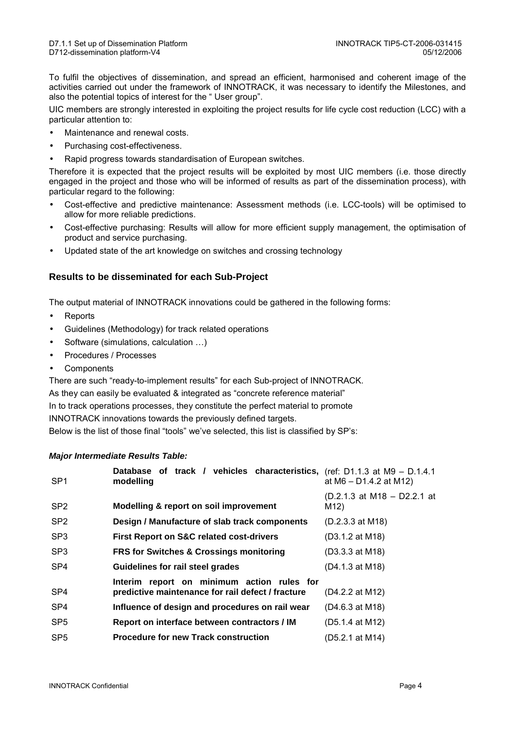To fulfil the objectives of dissemination, and spread an efficient, harmonised and coherent image of the activities carried out under the framework of INNOTRACK, it was necessary to identify the Milestones, and also the potential topics of interest for the " User group".

UIC members are strongly interested in exploiting the project results for life cycle cost reduction (LCC) with a particular attention to:

- Maintenance and renewal costs.
- Purchasing cost-effectiveness.
- Rapid progress towards standardisation of European switches.

Therefore it is expected that the project results will be exploited by most UIC members (i.e. those directly engaged in the project and those who will be informed of results as part of the dissemination process), with particular regard to the following:

- Cost-effective and predictive maintenance: Assessment methods (i.e. LCC-tools) will be optimised to allow for more reliable predictions.
- Cost-effective purchasing: Results will allow for more efficient supply management, the optimisation of product and service purchasing.
- Updated state of the art knowledge on switches and crossing technology

### Results to be disseminated for each Sub-Project

The output material of INNOTRACK innovations could be gathered in the following forms:

- Reports
- Guidelines (Methodology) for track related operations
- Software (simulations, calculation …)
- Procedures / Processes
- Components

There are such "ready-to-implement results" for each Sub-project of INNOTRACK.
As they can easily be evaluated & integrated as "concrete reference material"
In to track operations processes, they constitute the perfect material to promote
INNOTRACK innovations towards the previously defined targets.
Below is the list of those final "tools" we've selected, this list is classified by SP's:

***Major Intermediate Results Table:***

| | | |
|---|---|---|
| SP1 | **Database of track / vehicles characteristics, modelling** | (ref: D1.1.3 at M9 – D.1.4.1 at M6 – D1.4.2 at M12) |
| SP2 | **Modelling & report on soil improvement** | (D.2.1.3 at M18 – D2.2.1 at M12) |
| SP2 | **Design / Manufacture of slab track components** | (D.2.3.3 at M18) |
| SP3 | **First Report on S&C related cost-drivers** | (D3.1.2 at M18) |
| SP3 | **FRS for Switches & Crossings monitoring** | (D3.3.3 at M18) |
| SP4 | **Guidelines for rail steel grades** | (D4.1.3 at M18) |
| SP4 | **Interim report on minimum action rules for predictive maintenance for rail defect / fracture** | (D4.2.2 at M12) |
| SP4 | **Influence of design and procedures on rail wear** | (D4.6.3 at M18) |
| SP5 | **Report on interface between contractors / IM** | (D5.1.4 at M12) |
| SP5 | **Procedure for new Track construction** | (D5.2.1 at M14) |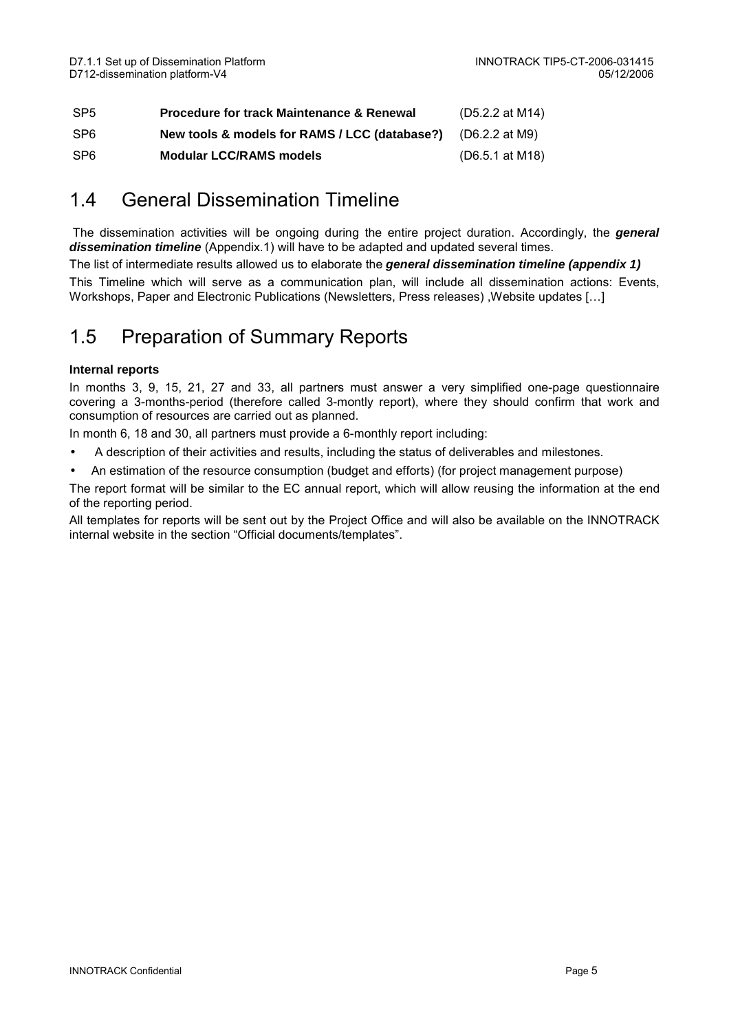| SP5 | **Procedure for track Maintenance & Renewal** | (D5.2.2 at M14) |
|---|---|---|
| SP6 | **New tools & models for RAMS / LCC (database?)** | (D6.2.2 at M9) |
| SP6 | **Modular LCC/RAMS models** | (D6.5.1 at M18) |

## 1.4 General Dissemination Timeline

The dissemination activities will be ongoing during the entire project duration. Accordingly, the ***general dissemination timeline*** (Appendix.1) will have to be adapted and updated several times.

The list of intermediate results allowed us to elaborate the ***general dissemination timeline (appendix 1)***

This Timeline which will serve as a communication plan, will include all dissemination actions: Events, Workshops, Paper and Electronic Publications (Newsletters, Press releases) ,Website updates […]

## 1.5 Preparation of Summary Reports

**Internal reports**

In months 3, 9, 15, 21, 27 and 33, all partners must answer a very simplified one-page questionnaire covering a 3-months-period (therefore called 3-montly report), where they should confirm that work and consumption of resources are carried out as planned.

In month 6, 18 and 30, all partners must provide a 6-monthly report including:

- A description of their activities and results, including the status of deliverables and milestones.
- An estimation of the resource consumption (budget and efforts) (for project management purpose)

The report format will be similar to the EC annual report, which will allow reusing the information at the end of the reporting period.

All templates for reports will be sent out by the Project Office and will also be available on the INNOTRACK internal website in the section "Official documents/templates".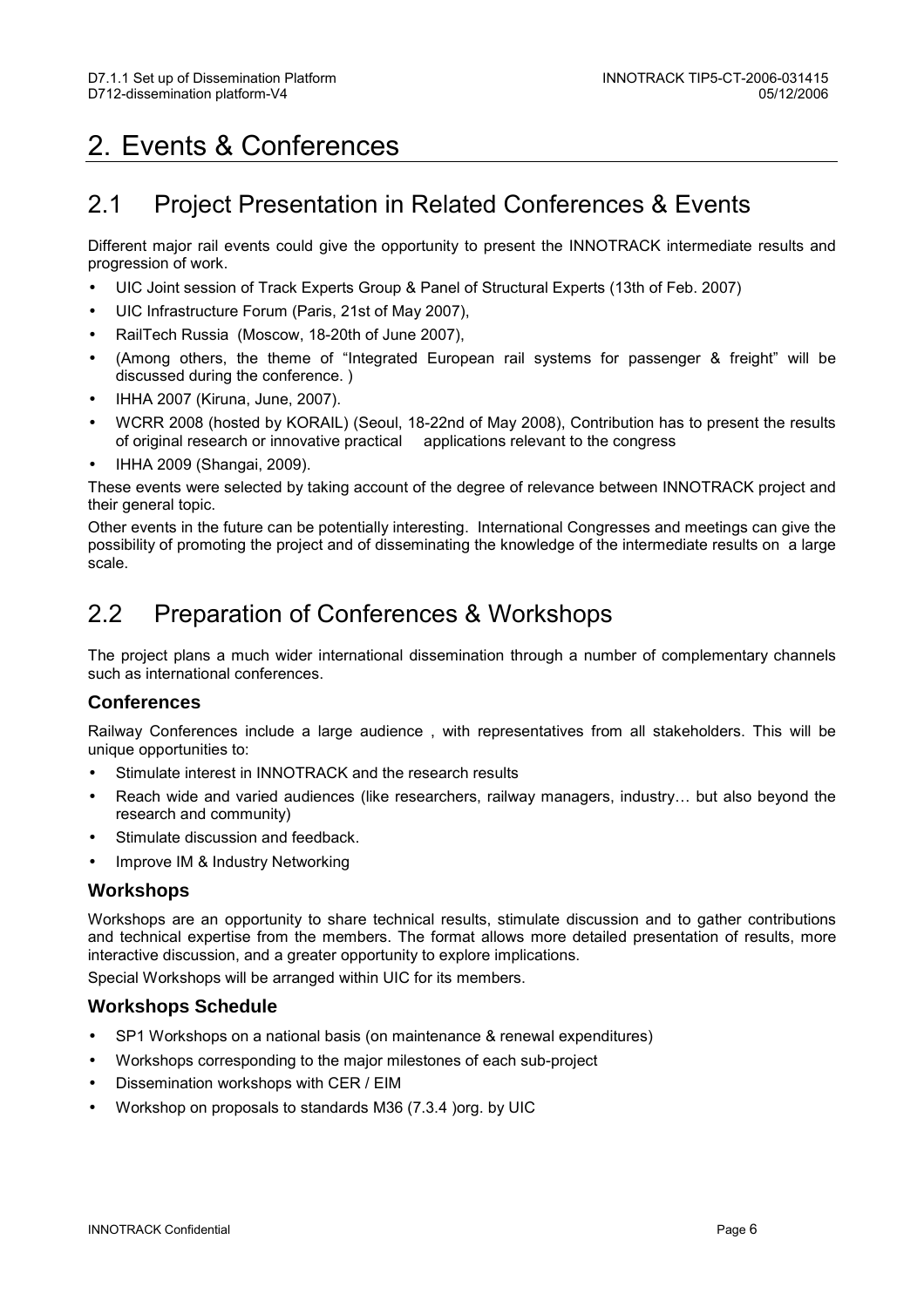# 2. Events & Conferences

## 2.1 Project Presentation in Related Conferences & Events

Different major rail events could give the opportunity to present the INNOTRACK intermediate results and progression of work.

- UIC Joint session of Track Experts Group & Panel of Structural Experts (13th of Feb. 2007)
- UIC Infrastructure Forum (Paris, 21st of May 2007),
- RailTech Russia (Moscow, 18-20th of June 2007),
- (Among others, the theme of "Integrated European rail systems for passenger & freight" will be discussed during the conference. )
- IHHA 2007 (Kiruna, June, 2007).
- WCRR 2008 (hosted by KORAIL) (Seoul, 18-22nd of May 2008), Contribution has to present the results of original research or innovative practical applications relevant to the congress
- IHHA 2009 (Shangai, 2009).

These events were selected by taking account of the degree of relevance between INNOTRACK project and their general topic.

Other events in the future can be potentially interesting. International Congresses and meetings can give the possibility of promoting the project and of disseminating the knowledge of the intermediate results on a large scale.

## 2.2 Preparation of Conferences & Workshops

The project plans a much wider international dissemination through a number of complementary channels such as international conferences.

### Conferences

Railway Conferences include a large audience , with representatives from all stakeholders. This will be unique opportunities to:

- Stimulate interest in INNOTRACK and the research results
- Reach wide and varied audiences (like researchers, railway managers, industry… but also beyond the research and community)
- Stimulate discussion and feedback.
- Improve IM & Industry Networking

### Workshops

Workshops are an opportunity to share technical results, stimulate discussion and to gather contributions and technical expertise from the members. The format allows more detailed presentation of results, more interactive discussion, and a greater opportunity to explore implications.

Special Workshops will be arranged within UIC for its members.

### Workshops Schedule

- SP1 Workshops on a national basis (on maintenance & renewal expenditures)
- Workshops corresponding to the major milestones of each sub-project
- Dissemination workshops with CER / EIM
- Workshop on proposals to standards M36 (7.3.4 )org. by UIC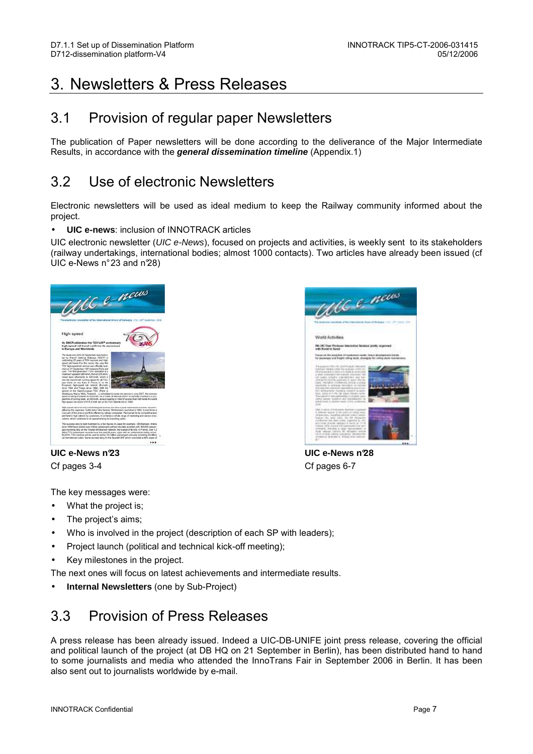# 3. Newsletters & Press Releases

## 3.1 Provision of regular paper Newsletters

The publication of Paper newsletters will be done according to the deliverance of the Major Intermediate Results, in accordance with the ***general dissemination timeline*** (Appendix.1)

## 3.2 Use of electronic Newsletters

Electronic newsletters will be used as ideal medium to keep the Railway community informed about the project.

- **UIC e-news**: inclusion of INNOTRACK articles

UIC electronic newsletter (*UIC e-News*), focused on projects and activities, is weekly sent to its stakeholders (railway undertakings, international bodies; almost 1000 contacts). Two articles have already been issued (cf UIC e-News n°23 and n°28)

**UIC e-News n°23**
Cf pages 3-4

**UIC e-News n°28**
Cf pages 6-7

The key messages were:

- What the project is;
- The project's aims;
- Who is involved in the project (description of each SP with leaders);
- Project launch (political and technical kick-off meeting);
- Key milestones in the project.

The next ones will focus on latest achievements and intermediate results.

- **Internal Newsletters** (one by Sub-Project)

## 3.3 Provision of Press Releases

A press release has been already issued. Indeed a UIC-DB-UNIFE joint press release, covering the official and political launch of the project (at DB HQ on 21 September in Berlin), has been distributed hand to hand to some journalists and media who attended the InnoTrans Fair in September 2006 in Berlin. It has been also sent out to journalists worldwide by e-mail.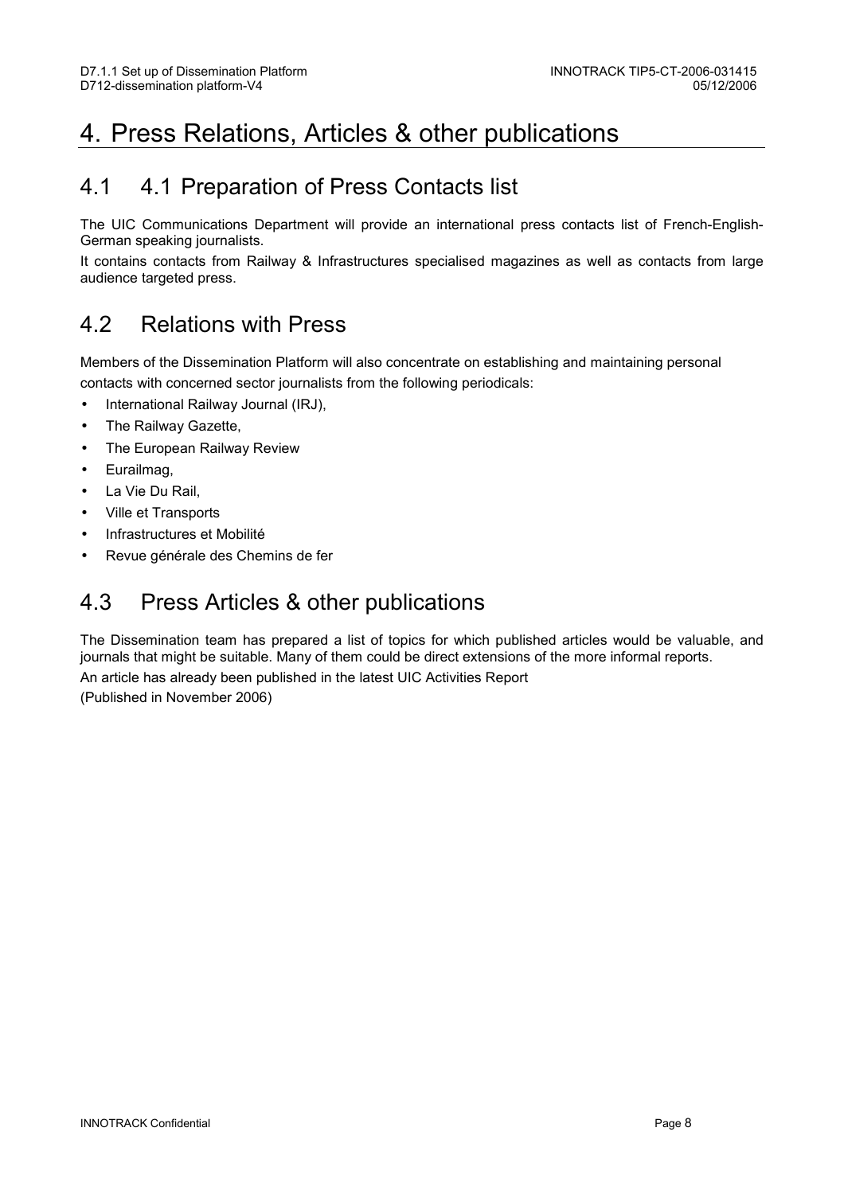# 4. Press Relations, Articles & other publications

## 4.1 4.1 Preparation of Press Contacts list

The UIC Communications Department will provide an international press contacts list of French-English-German speaking journalists.

It contains contacts from Railway & Infrastructures specialised magazines as well as contacts from large audience targeted press.

## 4.2 Relations with Press

Members of the Dissemination Platform will also concentrate on establishing and maintaining personal contacts with concerned sector journalists from the following periodicals:

- International Railway Journal (IRJ),
- The Railway Gazette,
- The European Railway Review
- Eurailmag,
- La Vie Du Rail,
- Ville et Transports
- Infrastructures et Mobilité
- Revue générale des Chemins de fer

## 4.3 Press Articles & other publications

The Dissemination team has prepared a list of topics for which published articles would be valuable, and journals that might be suitable. Many of them could be direct extensions of the more informal reports.

An article has already been published in the latest UIC Activities Report

(Published in November 2006)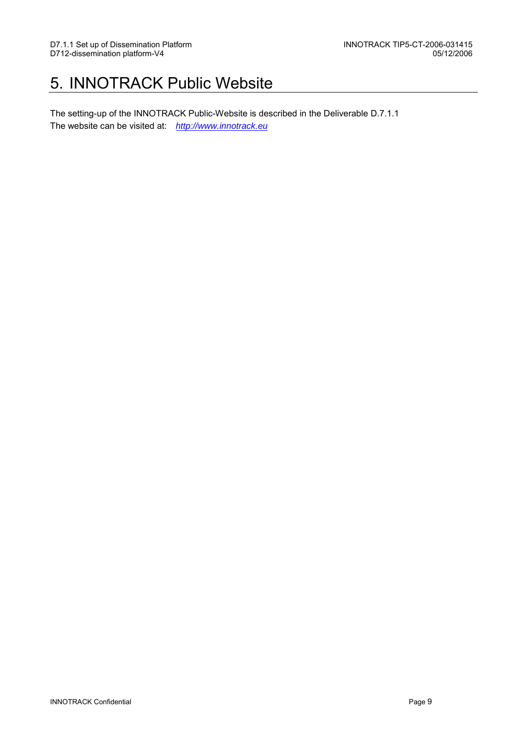# 5. INNOTRACK Public Website

The setting-up of the INNOTRACK Public-Website is described in the Deliverable D.7.1.1
The website can be visited at: *http://www.innotrack.eu*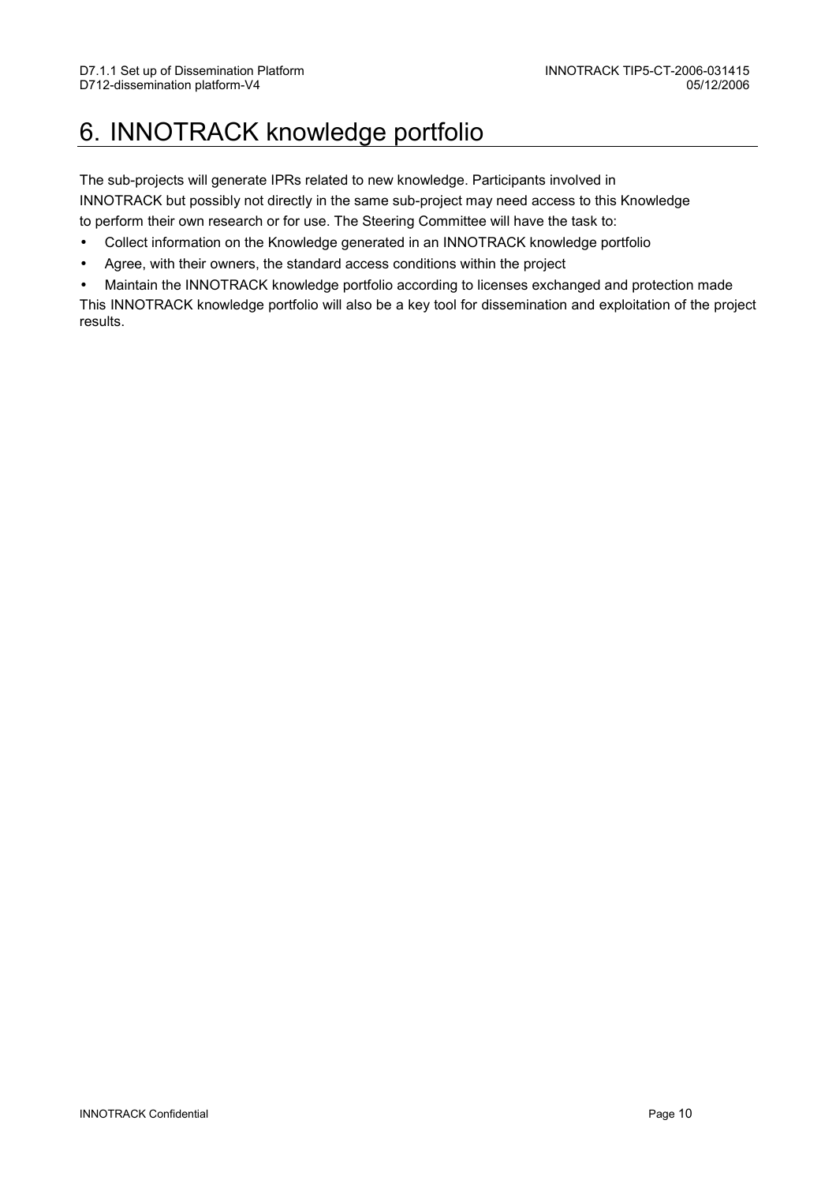# 6. INNOTRACK knowledge portfolio

The sub-projects will generate IPRs related to new knowledge. Participants involved in INNOTRACK but possibly not directly in the same sub-project may need access to this Knowledge to perform their own research or for use. The Steering Committee will have the task to:

- Collect information on the Knowledge generated in an INNOTRACK knowledge portfolio
- Agree, with their owners, the standard access conditions within the project
- Maintain the INNOTRACK knowledge portfolio according to licenses exchanged and protection made

This INNOTRACK knowledge portfolio will also be a key tool for dissemination and exploitation of the project results.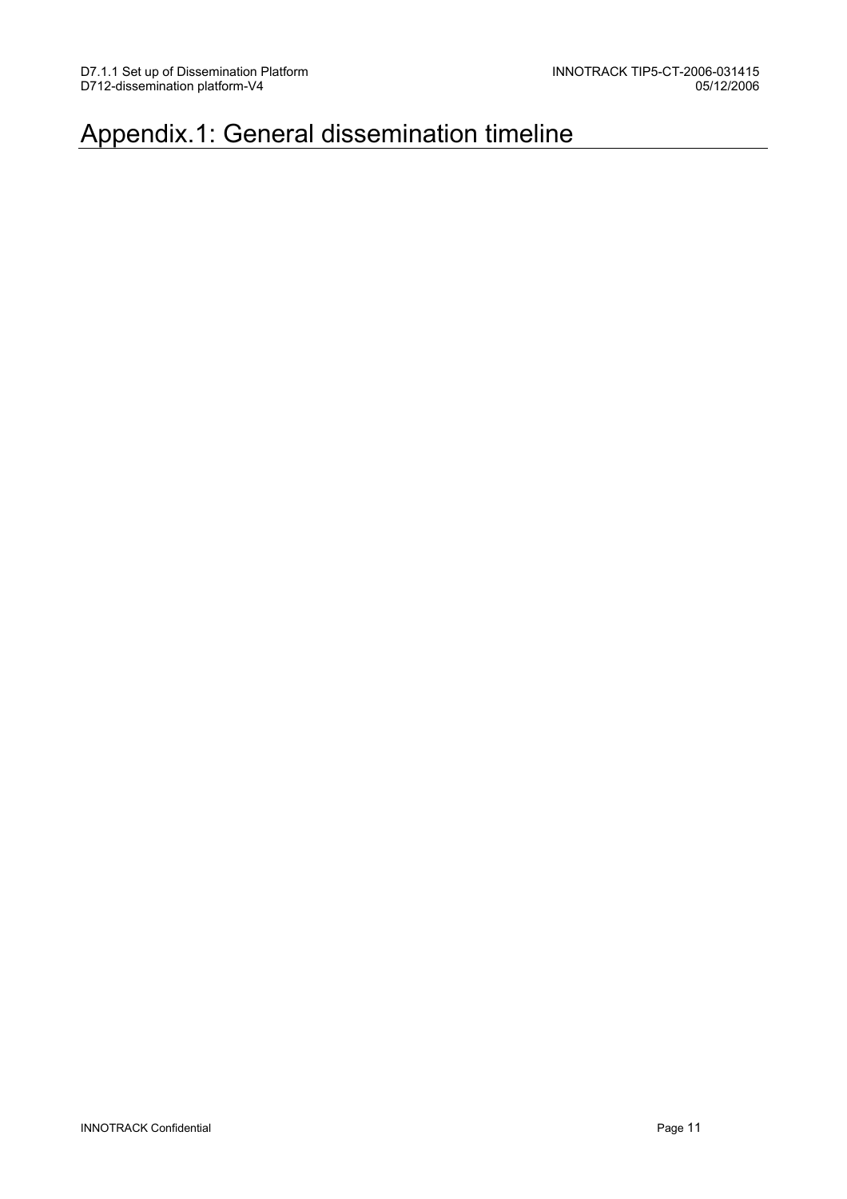# Appendix.1: General dissemination timeline